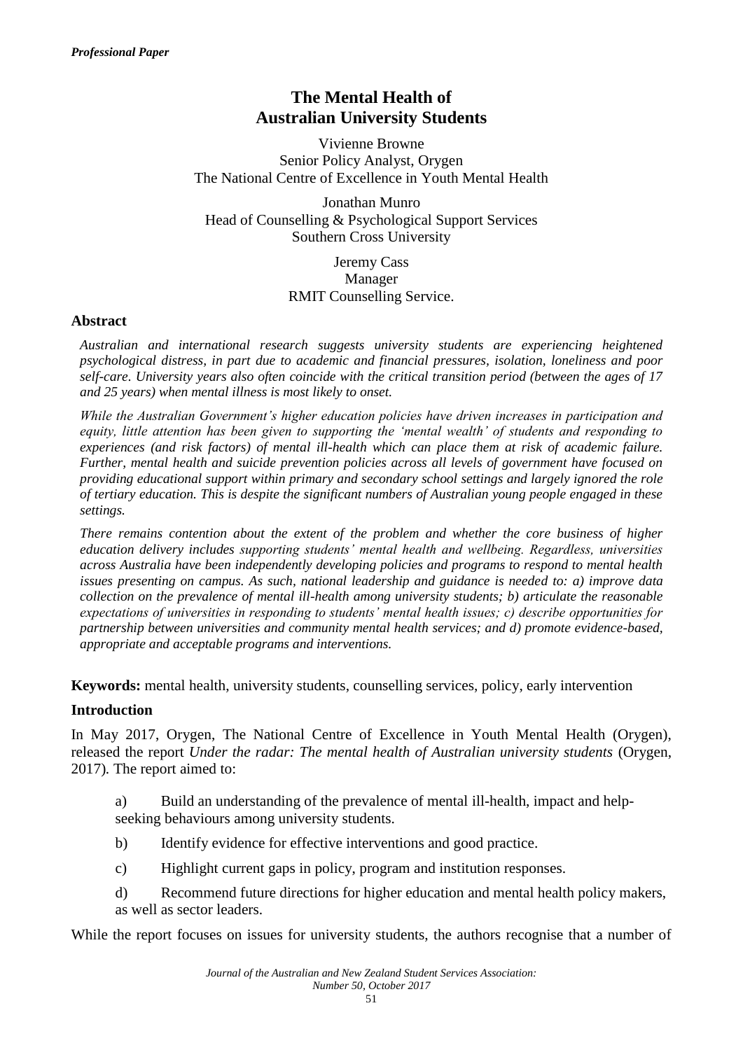*Professional Paper*

# The Mental Health of Australian University Students

Vivienne Browne
Senior Policy Analyst, Orygen
The National Centre of Excellence in Youth Mental Health

Jonathan Munro
Head of Counselling & Psychological Support Services
Southern Cross University

Jeremy Cass
Manager
RMIT Counselling Service.

## Abstract

*Australian and international research suggests university students are experiencing heightened psychological distress, in part due to academic and financial pressures, isolation, loneliness and poor self-care. University years also often coincide with the critical transition period (between the ages of 17 and 25 years) when mental illness is most likely to onset.*

*While the Australian Government's higher education policies have driven increases in participation and equity, little attention has been given to supporting the 'mental wealth' of students and responding to experiences (and risk factors) of mental ill-health which can place them at risk of academic failure. Further, mental health and suicide prevention policies across all levels of government have focused on providing educational support within primary and secondary school settings and largely ignored the role of tertiary education. This is despite the significant numbers of Australian young people engaged in these settings.*

*There remains contention about the extent of the problem and whether the core business of higher education delivery includes supporting students' mental health and wellbeing. Regardless, universities across Australia have been independently developing policies and programs to respond to mental health issues presenting on campus. As such, national leadership and guidance is needed to: a) improve data collection on the prevalence of mental ill-health among university students; b) articulate the reasonable expectations of universities in responding to students' mental health issues; c) describe opportunities for partnership between universities and community mental health services; and d) promote evidence-based, appropriate and acceptable programs and interventions.*

**Keywords:** mental health, university students, counselling services, policy, early intervention

## Introduction

In May 2017, Orygen, The National Centre of Excellence in Youth Mental Health (Orygen), released the report *Under the radar: The mental health of Australian university students* (Orygen, 2017). The report aimed to:

a) Build an understanding of the prevalence of mental ill-health, impact and help-seeking behaviours among university students.

b) Identify evidence for effective interventions and good practice.

c) Highlight current gaps in policy, program and institution responses.

d) Recommend future directions for higher education and mental health policy makers, as well as sector leaders.

While the report focuses on issues for university students, the authors recognise that a number of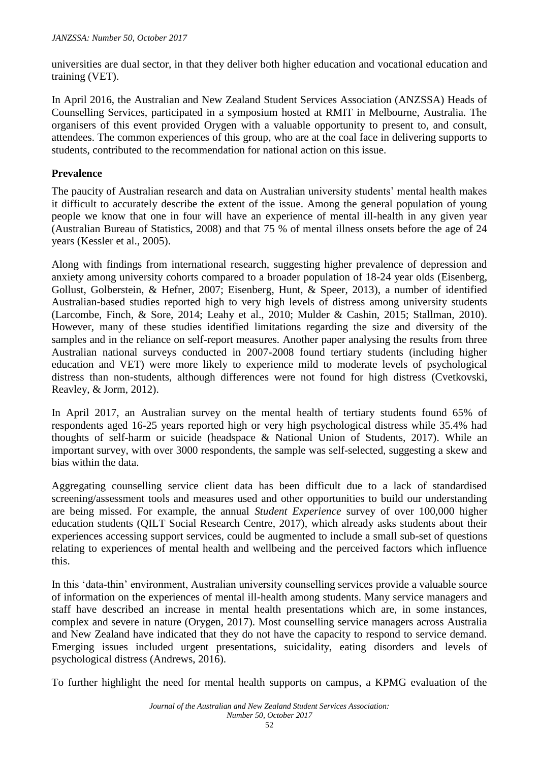universities are dual sector, in that they deliver both higher education and vocational education and training (VET).

In April 2016, the Australian and New Zealand Student Services Association (ANZSSA) Heads of Counselling Services, participated in a symposium hosted at RMIT in Melbourne, Australia. The organisers of this event provided Orygen with a valuable opportunity to present to, and consult, attendees. The common experiences of this group, who are at the coal face in delivering supports to students, contributed to the recommendation for national action on this issue.

## Prevalence

The paucity of Australian research and data on Australian university students' mental health makes it difficult to accurately describe the extent of the issue. Among the general population of young people we know that one in four will have an experience of mental ill-health in any given year (Australian Bureau of Statistics, 2008) and that 75 % of mental illness onsets before the age of 24 years (Kessler et al., 2005).

Along with findings from international research, suggesting higher prevalence of depression and anxiety among university cohorts compared to a broader population of 18-24 year olds (Eisenberg, Gollust, Golberstein, & Hefner, 2007; Eisenberg, Hunt, & Speer, 2013), a number of identified Australian-based studies reported high to very high levels of distress among university students (Larcombe, Finch, & Sore, 2014; Leahy et al., 2010; Mulder & Cashin, 2015; Stallman, 2010). However, many of these studies identified limitations regarding the size and diversity of the samples and in the reliance on self-report measures. Another paper analysing the results from three Australian national surveys conducted in 2007-2008 found tertiary students (including higher education and VET) were more likely to experience mild to moderate levels of psychological distress than non-students, although differences were not found for high distress (Cvetkovski, Reavley, & Jorm, 2012).

In April 2017, an Australian survey on the mental health of tertiary students found 65% of respondents aged 16-25 years reported high or very high psychological distress while 35.4% had thoughts of self-harm or suicide (headspace & National Union of Students, 2017). While an important survey, with over 3000 respondents, the sample was self-selected, suggesting a skew and bias within the data.

Aggregating counselling service client data has been difficult due to a lack of standardised screening/assessment tools and measures used and other opportunities to build our understanding are being missed. For example, the annual *Student Experience* survey of over 100,000 higher education students (QILT Social Research Centre, 2017), which already asks students about their experiences accessing support services, could be augmented to include a small sub-set of questions relating to experiences of mental health and wellbeing and the perceived factors which influence this.

In this 'data-thin' environment, Australian university counselling services provide a valuable source of information on the experiences of mental ill-health among students. Many service managers and staff have described an increase in mental health presentations which are, in some instances, complex and severe in nature (Orygen, 2017). Most counselling service managers across Australia and New Zealand have indicated that they do not have the capacity to respond to service demand. Emerging issues included urgent presentations, suicidality, eating disorders and levels of psychological distress (Andrews, 2016).

To further highlight the need for mental health supports on campus, a KPMG evaluation of the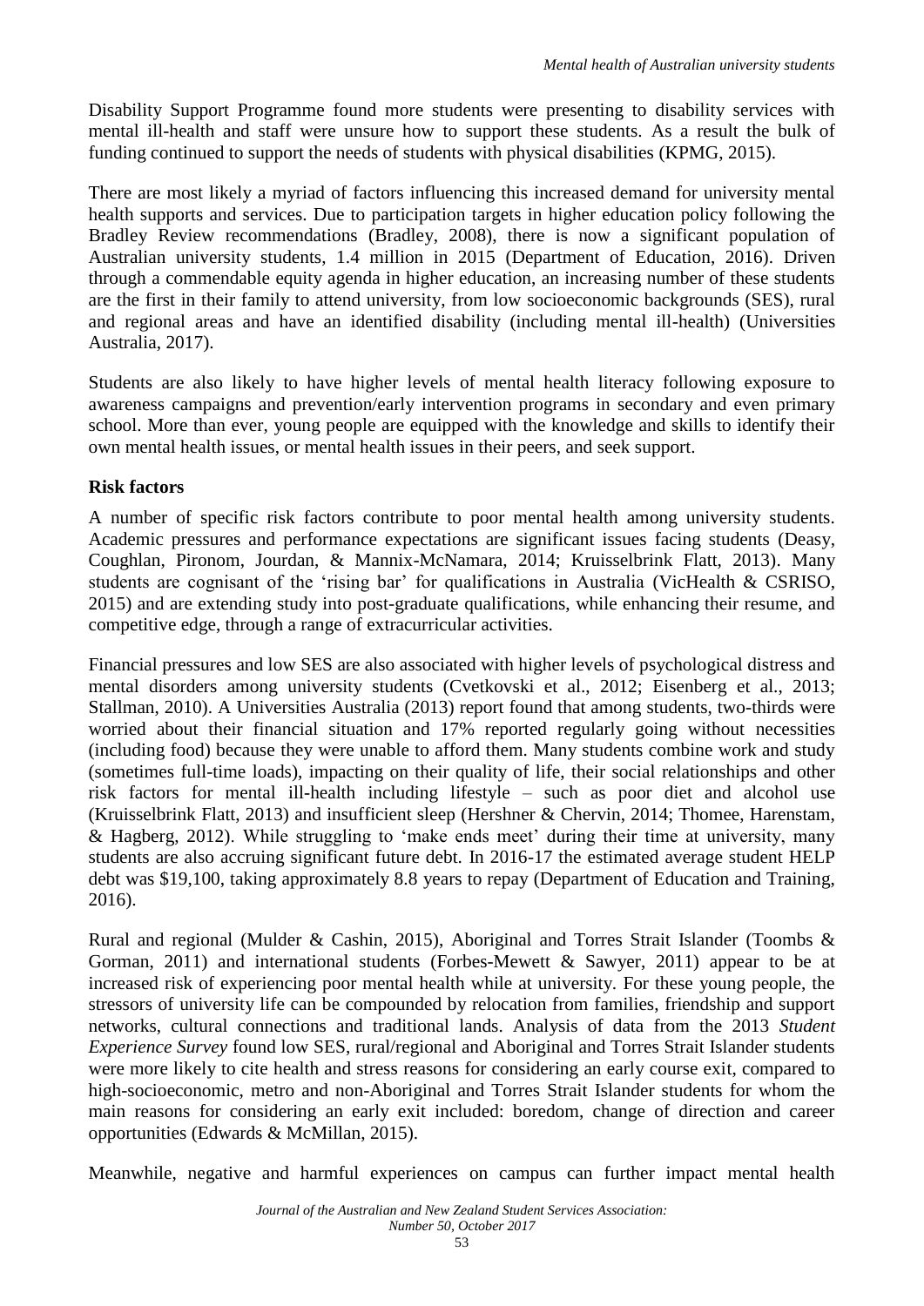Disability Support Programme found more students were presenting to disability services with mental ill-health and staff were unsure how to support these students. As a result the bulk of funding continued to support the needs of students with physical disabilities (KPMG, 2015).

There are most likely a myriad of factors influencing this increased demand for university mental health supports and services. Due to participation targets in higher education policy following the Bradley Review recommendations (Bradley, 2008), there is now a significant population of Australian university students, 1.4 million in 2015 (Department of Education, 2016). Driven through a commendable equity agenda in higher education, an increasing number of these students are the first in their family to attend university, from low socioeconomic backgrounds (SES), rural and regional areas and have an identified disability (including mental ill-health) (Universities Australia, 2017).

Students are also likely to have higher levels of mental health literacy following exposure to awareness campaigns and prevention/early intervention programs in secondary and even primary school. More than ever, young people are equipped with the knowledge and skills to identify their own mental health issues, or mental health issues in their peers, and seek support.

**Risk factors**

A number of specific risk factors contribute to poor mental health among university students. Academic pressures and performance expectations are significant issues facing students (Deasy, Coughlan, Pironom, Jourdan, & Mannix-McNamara, 2014; Kruisselbrink Flatt, 2013). Many students are cognisant of the 'rising bar' for qualifications in Australia (VicHealth & CSRISO, 2015) and are extending study into post-graduate qualifications, while enhancing their resume, and competitive edge, through a range of extracurricular activities.

Financial pressures and low SES are also associated with higher levels of psychological distress and mental disorders among university students (Cvetkovski et al., 2012; Eisenberg et al., 2013; Stallman, 2010). A Universities Australia (2013) report found that among students, two-thirds were worried about their financial situation and 17% reported regularly going without necessities (including food) because they were unable to afford them. Many students combine work and study (sometimes full-time loads), impacting on their quality of life, their social relationships and other risk factors for mental ill-health including lifestyle – such as poor diet and alcohol use (Kruisselbrink Flatt, 2013) and insufficient sleep (Hershner & Chervin, 2014; Thomee, Harenstam, & Hagberg, 2012). While struggling to 'make ends meet' during their time at university, many students are also accruing significant future debt. In 2016-17 the estimated average student HELP debt was $19,100, taking approximately 8.8 years to repay (Department of Education and Training, 2016).

Rural and regional (Mulder & Cashin, 2015), Aboriginal and Torres Strait Islander (Toombs & Gorman, 2011) and international students (Forbes-Mewett & Sawyer, 2011) appear to be at increased risk of experiencing poor mental health while at university. For these young people, the stressors of university life can be compounded by relocation from families, friendship and support networks, cultural connections and traditional lands. Analysis of data from the 2013 *Student Experience Survey* found low SES, rural/regional and Aboriginal and Torres Strait Islander students were more likely to cite health and stress reasons for considering an early course exit, compared to high-socioeconomic, metro and non-Aboriginal and Torres Strait Islander students for whom the main reasons for considering an early exit included: boredom, change of direction and career opportunities (Edwards & McMillan, 2015).

Meanwhile, negative and harmful experiences on campus can further impact mental health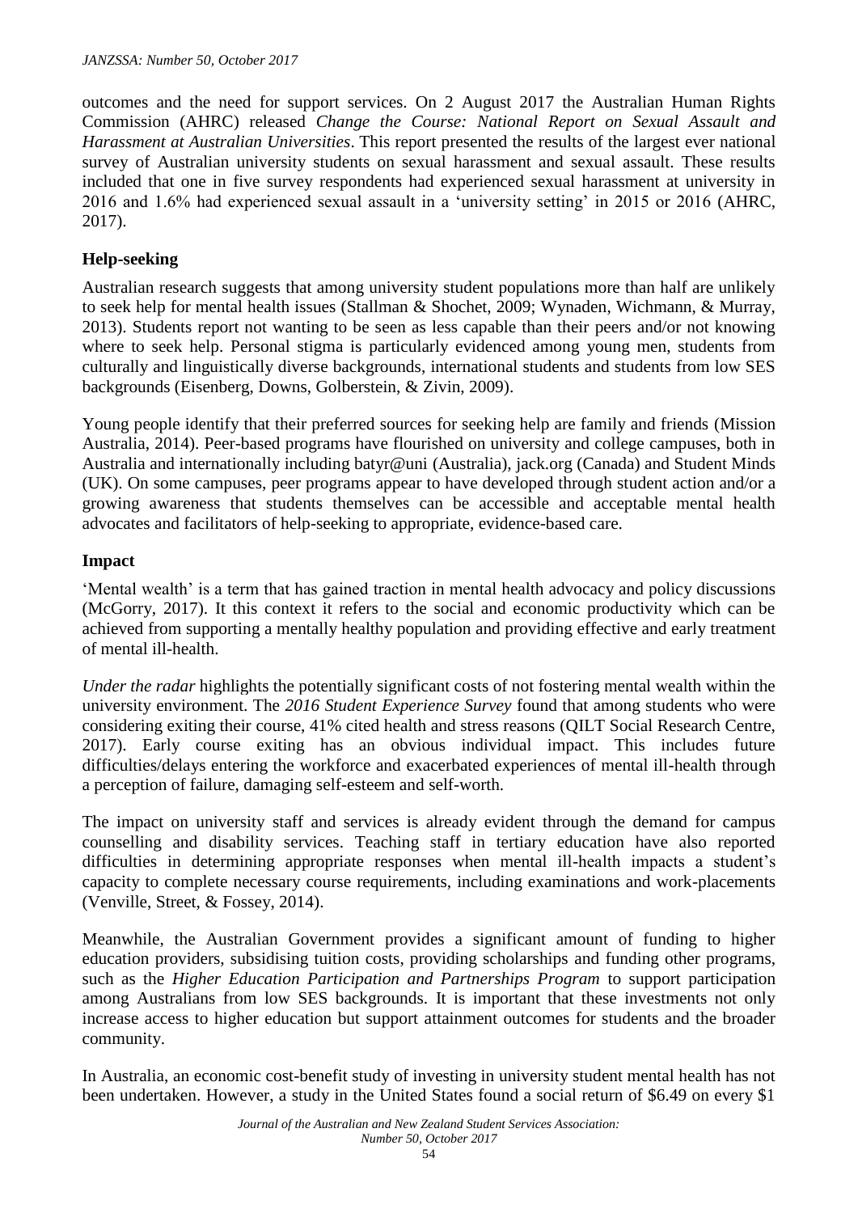outcomes and the need for support services. On 2 August 2017 the Australian Human Rights Commission (AHRC) released *Change the Course: National Report on Sexual Assault and Harassment at Australian Universities*. This report presented the results of the largest ever national survey of Australian university students on sexual harassment and sexual assault. These results included that one in five survey respondents had experienced sexual harassment at university in 2016 and 1.6% had experienced sexual assault in a 'university setting' in 2015 or 2016 (AHRC, 2017).

### Help-seeking

Australian research suggests that among university student populations more than half are unlikely to seek help for mental health issues (Stallman & Shochet, 2009; Wynaden, Wichmann, & Murray, 2013). Students report not wanting to be seen as less capable than their peers and/or not knowing where to seek help. Personal stigma is particularly evidenced among young men, students from culturally and linguistically diverse backgrounds, international students and students from low SES backgrounds (Eisenberg, Downs, Golberstein, & Zivin, 2009).

Young people identify that their preferred sources for seeking help are family and friends (Mission Australia, 2014). Peer-based programs have flourished on university and college campuses, both in Australia and internationally including batyr@uni (Australia), jack.org (Canada) and Student Minds (UK). On some campuses, peer programs appear to have developed through student action and/or a growing awareness that students themselves can be accessible and acceptable mental health advocates and facilitators of help-seeking to appropriate, evidence-based care.

### Impact

'Mental wealth' is a term that has gained traction in mental health advocacy and policy discussions (McGorry, 2017). It this context it refers to the social and economic productivity which can be achieved from supporting a mentally healthy population and providing effective and early treatment of mental ill-health.

*Under the radar* highlights the potentially significant costs of not fostering mental wealth within the university environment. The *2016 Student Experience Survey* found that among students who were considering exiting their course, 41% cited health and stress reasons (QILT Social Research Centre, 2017). Early course exiting has an obvious individual impact. This includes future difficulties/delays entering the workforce and exacerbated experiences of mental ill-health through a perception of failure, damaging self-esteem and self-worth.

The impact on university staff and services is already evident through the demand for campus counselling and disability services. Teaching staff in tertiary education have also reported difficulties in determining appropriate responses when mental ill-health impacts a student's capacity to complete necessary course requirements, including examinations and work-placements (Venville, Street, & Fossey, 2014).

Meanwhile, the Australian Government provides a significant amount of funding to higher education providers, subsidising tuition costs, providing scholarships and funding other programs, such as the *Higher Education Participation and Partnerships Program* to support participation among Australians from low SES backgrounds. It is important that these investments not only increase access to higher education but support attainment outcomes for students and the broader community.

In Australia, an economic cost-benefit study of investing in university student mental health has not been undertaken. However, a study in the United States found a social return of \$6.49 on every \$1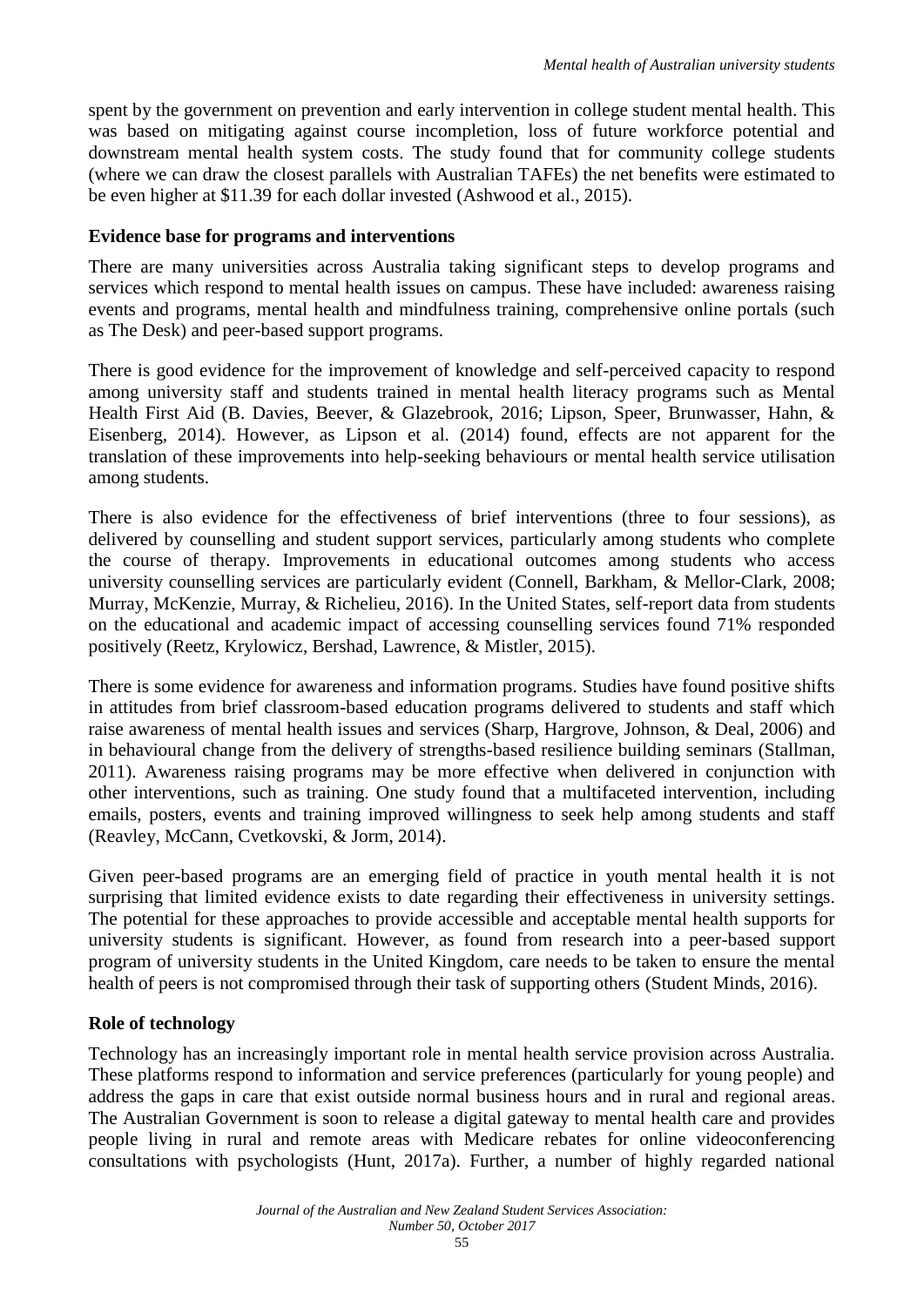spent by the government on prevention and early intervention in college student mental health. This was based on mitigating against course incompletion, loss of future workforce potential and downstream mental health system costs. The study found that for community college students (where we can draw the closest parallels with Australian TAFEs) the net benefits were estimated to be even higher at $11.39 for each dollar invested (Ashwood et al., 2015).

**Evidence base for programs and interventions**

There are many universities across Australia taking significant steps to develop programs and services which respond to mental health issues on campus. These have included: awareness raising events and programs, mental health and mindfulness training, comprehensive online portals (such as The Desk) and peer-based support programs.

There is good evidence for the improvement of knowledge and self-perceived capacity to respond among university staff and students trained in mental health literacy programs such as Mental Health First Aid (B. Davies, Beever, & Glazebrook, 2016; Lipson, Speer, Brunwasser, Hahn, & Eisenberg, 2014). However, as Lipson et al. (2014) found, effects are not apparent for the translation of these improvements into help-seeking behaviours or mental health service utilisation among students.

There is also evidence for the effectiveness of brief interventions (three to four sessions), as delivered by counselling and student support services, particularly among students who complete the course of therapy. Improvements in educational outcomes among students who access university counselling services are particularly evident (Connell, Barkham, & Mellor-Clark, 2008; Murray, McKenzie, Murray, & Richelieu, 2016). In the United States, self-report data from students on the educational and academic impact of accessing counselling services found 71% responded positively (Reetz, Krylowicz, Bershad, Lawrence, & Mistler, 2015).

There is some evidence for awareness and information programs. Studies have found positive shifts in attitudes from brief classroom-based education programs delivered to students and staff which raise awareness of mental health issues and services (Sharp, Hargrove, Johnson, & Deal, 2006) and in behavioural change from the delivery of strengths-based resilience building seminars (Stallman, 2011). Awareness raising programs may be more effective when delivered in conjunction with other interventions, such as training. One study found that a multifaceted intervention, including emails, posters, events and training improved willingness to seek help among students and staff (Reavley, McCann, Cvetkovski, & Jorm, 2014).

Given peer-based programs are an emerging field of practice in youth mental health it is not surprising that limited evidence exists to date regarding their effectiveness in university settings. The potential for these approaches to provide accessible and acceptable mental health supports for university students is significant. However, as found from research into a peer-based support program of university students in the United Kingdom, care needs to be taken to ensure the mental health of peers is not compromised through their task of supporting others (Student Minds, 2016).

**Role of technology**

Technology has an increasingly important role in mental health service provision across Australia. These platforms respond to information and service preferences (particularly for young people) and address the gaps in care that exist outside normal business hours and in rural and regional areas. The Australian Government is soon to release a digital gateway to mental health care and provides people living in rural and remote areas with Medicare rebates for online videoconferencing consultations with psychologists (Hunt, 2017a). Further, a number of highly regarded national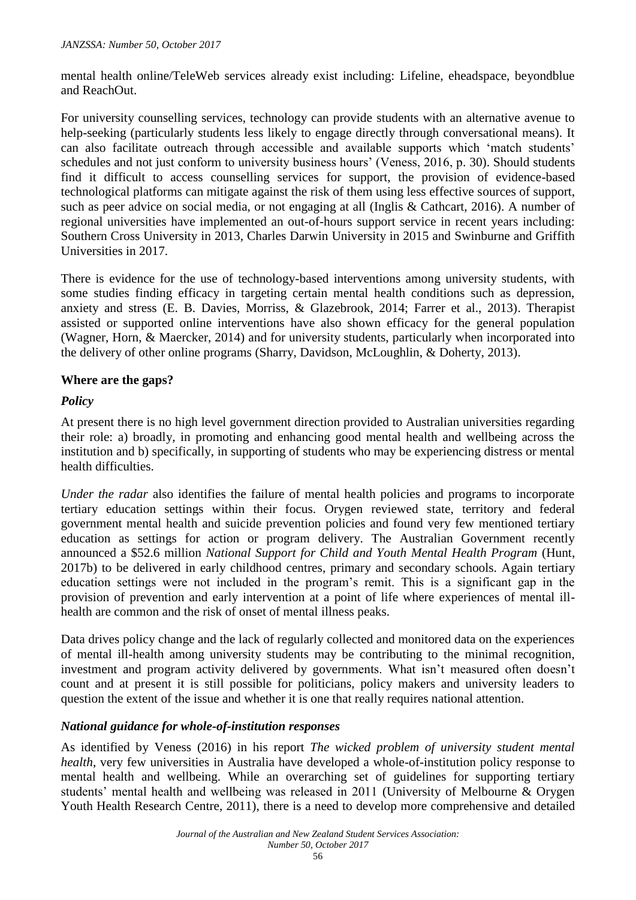mental health online/TeleWeb services already exist including: Lifeline, eheadspace, beyondblue and ReachOut.

For university counselling services, technology can provide students with an alternative avenue to help-seeking (particularly students less likely to engage directly through conversational means). It can also facilitate outreach through accessible and available supports which 'match students' schedules and not just conform to university business hours' (Veness, 2016, p. 30). Should students find it difficult to access counselling services for support, the provision of evidence-based technological platforms can mitigate against the risk of them using less effective sources of support, such as peer advice on social media, or not engaging at all (Inglis & Cathcart, 2016). A number of regional universities have implemented an out-of-hours support service in recent years including: Southern Cross University in 2013, Charles Darwin University in 2015 and Swinburne and Griffith Universities in 2017.

There is evidence for the use of technology-based interventions among university students, with some studies finding efficacy in targeting certain mental health conditions such as depression, anxiety and stress (E. B. Davies, Morriss, & Glazebrook, 2014; Farrer et al., 2013). Therapist assisted or supported online interventions have also shown efficacy for the general population (Wagner, Horn, & Maercker, 2014) and for university students, particularly when incorporated into the delivery of other online programs (Sharry, Davidson, McLoughlin, & Doherty, 2013).

## Where are the gaps?

### *Policy*

At present there is no high level government direction provided to Australian universities regarding their role: a) broadly, in promoting and enhancing good mental health and wellbeing across the institution and b) specifically, in supporting of students who may be experiencing distress or mental health difficulties.

*Under the radar* also identifies the failure of mental health policies and programs to incorporate tertiary education settings within their focus. Orygen reviewed state, territory and federal government mental health and suicide prevention policies and found very few mentioned tertiary education as settings for action or program delivery. The Australian Government recently announced a $52.6 million *National Support for Child and Youth Mental Health Program* (Hunt, 2017b) to be delivered in early childhood centres, primary and secondary schools. Again tertiary education settings were not included in the program's remit. This is a significant gap in the provision of prevention and early intervention at a point of life where experiences of mental ill-health are common and the risk of onset of mental illness peaks.

Data drives policy change and the lack of regularly collected and monitored data on the experiences of mental ill-health among university students may be contributing to the minimal recognition, investment and program activity delivered by governments. What isn't measured often doesn't count and at present it is still possible for politicians, policy makers and university leaders to question the extent of the issue and whether it is one that really requires national attention.

### *National guidance for whole-of-institution responses*

As identified by Veness (2016) in his report *The wicked problem of university student mental health*, very few universities in Australia have developed a whole-of-institution policy response to mental health and wellbeing. While an overarching set of guidelines for supporting tertiary students' mental health and wellbeing was released in 2011 (University of Melbourne & Orygen Youth Health Research Centre, 2011), there is a need to develop more comprehensive and detailed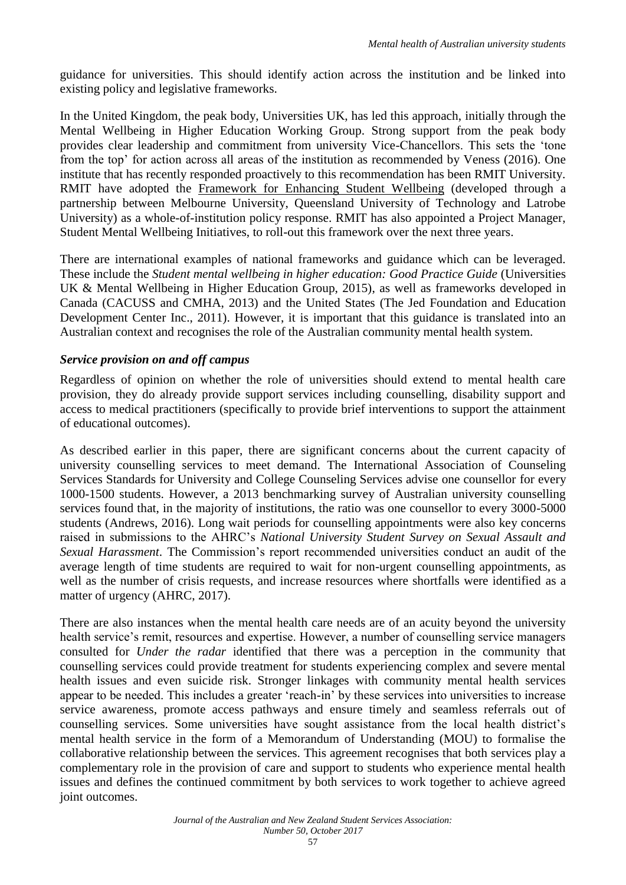guidance for universities. This should identify action across the institution and be linked into existing policy and legislative frameworks.

In the United Kingdom, the peak body, Universities UK, has led this approach, initially through the Mental Wellbeing in Higher Education Working Group. Strong support from the peak body provides clear leadership and commitment from university Vice-Chancellors. This sets the 'tone from the top' for action across all areas of the institution as recommended by Veness (2016). One institute that has recently responded proactively to this recommendation has been RMIT University. RMIT have adopted the Framework for Enhancing Student Wellbeing (developed through a partnership between Melbourne University, Queensland University of Technology and Latrobe University) as a whole-of-institution policy response. RMIT has also appointed a Project Manager, Student Mental Wellbeing Initiatives, to roll-out this framework over the next three years.

There are international examples of national frameworks and guidance which can be leveraged. These include the *Student mental wellbeing in higher education: Good Practice Guide* (Universities UK & Mental Wellbeing in Higher Education Group, 2015), as well as frameworks developed in Canada (CACUSS and CMHA, 2013) and the United States (The Jed Foundation and Education Development Center Inc., 2011). However, it is important that this guidance is translated into an Australian context and recognises the role of the Australian community mental health system.

### *Service provision on and off campus*

Regardless of opinion on whether the role of universities should extend to mental health care provision, they do already provide support services including counselling, disability support and access to medical practitioners (specifically to provide brief interventions to support the attainment of educational outcomes).

As described earlier in this paper, there are significant concerns about the current capacity of university counselling services to meet demand. The International Association of Counseling Services Standards for University and College Counseling Services advise one counsellor for every 1000-1500 students. However, a 2013 benchmarking survey of Australian university counselling services found that, in the majority of institutions, the ratio was one counsellor to every 3000-5000 students (Andrews, 2016). Long wait periods for counselling appointments were also key concerns raised in submissions to the AHRC's *National University Student Survey on Sexual Assault and Sexual Harassment*. The Commission's report recommended universities conduct an audit of the average length of time students are required to wait for non-urgent counselling appointments, as well as the number of crisis requests, and increase resources where shortfalls were identified as a matter of urgency (AHRC, 2017).

There are also instances when the mental health care needs are of an acuity beyond the university health service's remit, resources and expertise. However, a number of counselling service managers consulted for *Under the radar* identified that there was a perception in the community that counselling services could provide treatment for students experiencing complex and severe mental health issues and even suicide risk. Stronger linkages with community mental health services appear to be needed. This includes a greater 'reach-in' by these services into universities to increase service awareness, promote access pathways and ensure timely and seamless referrals out of counselling services. Some universities have sought assistance from the local health district's mental health service in the form of a Memorandum of Understanding (MOU) to formalise the collaborative relationship between the services. This agreement recognises that both services play a complementary role in the provision of care and support to students who experience mental health issues and defines the continued commitment by both services to work together to achieve agreed joint outcomes.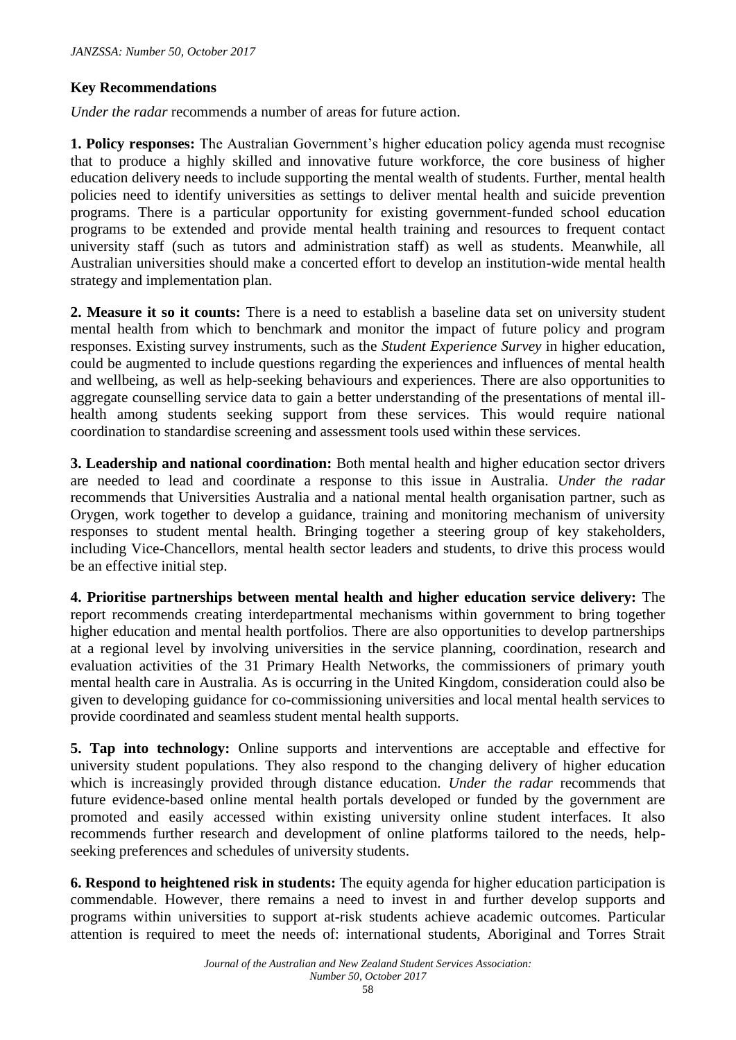**Key Recommendations**

*Under the radar* recommends a number of areas for future action.

**1. Policy responses:** The Australian Government's higher education policy agenda must recognise that to produce a highly skilled and innovative future workforce, the core business of higher education delivery needs to include supporting the mental wealth of students. Further, mental health policies need to identify universities as settings to deliver mental health and suicide prevention programs. There is a particular opportunity for existing government-funded school education programs to be extended and provide mental health training and resources to frequent contact university staff (such as tutors and administration staff) as well as students. Meanwhile, all Australian universities should make a concerted effort to develop an institution-wide mental health strategy and implementation plan.

**2. Measure it so it counts:** There is a need to establish a baseline data set on university student mental health from which to benchmark and monitor the impact of future policy and program responses. Existing survey instruments, such as the *Student Experience Survey* in higher education, could be augmented to include questions regarding the experiences and influences of mental health and wellbeing, as well as help-seeking behaviours and experiences. There are also opportunities to aggregate counselling service data to gain a better understanding of the presentations of mental ill-health among students seeking support from these services. This would require national coordination to standardise screening and assessment tools used within these services.

**3. Leadership and national coordination:** Both mental health and higher education sector drivers are needed to lead and coordinate a response to this issue in Australia. *Under the radar* recommends that Universities Australia and a national mental health organisation partner, such as Orygen, work together to develop a guidance, training and monitoring mechanism of university responses to student mental health. Bringing together a steering group of key stakeholders, including Vice-Chancellors, mental health sector leaders and students, to drive this process would be an effective initial step.

**4. Prioritise partnerships between mental health and higher education service delivery:** The report recommends creating interdepartmental mechanisms within government to bring together higher education and mental health portfolios. There are also opportunities to develop partnerships at a regional level by involving universities in the service planning, coordination, research and evaluation activities of the 31 Primary Health Networks, the commissioners of primary youth mental health care in Australia. As is occurring in the United Kingdom, consideration could also be given to developing guidance for co-commissioning universities and local mental health services to provide coordinated and seamless student mental health supports.

**5. Tap into technology:** Online supports and interventions are acceptable and effective for university student populations. They also respond to the changing delivery of higher education which is increasingly provided through distance education. *Under the radar* recommends that future evidence-based online mental health portals developed or funded by the government are promoted and easily accessed within existing university online student interfaces. It also recommends further research and development of online platforms tailored to the needs, help-seeking preferences and schedules of university students.

**6. Respond to heightened risk in students:** The equity agenda for higher education participation is commendable. However, there remains a need to invest in and further develop supports and programs within universities to support at-risk students achieve academic outcomes. Particular attention is required to meet the needs of: international students, Aboriginal and Torres Strait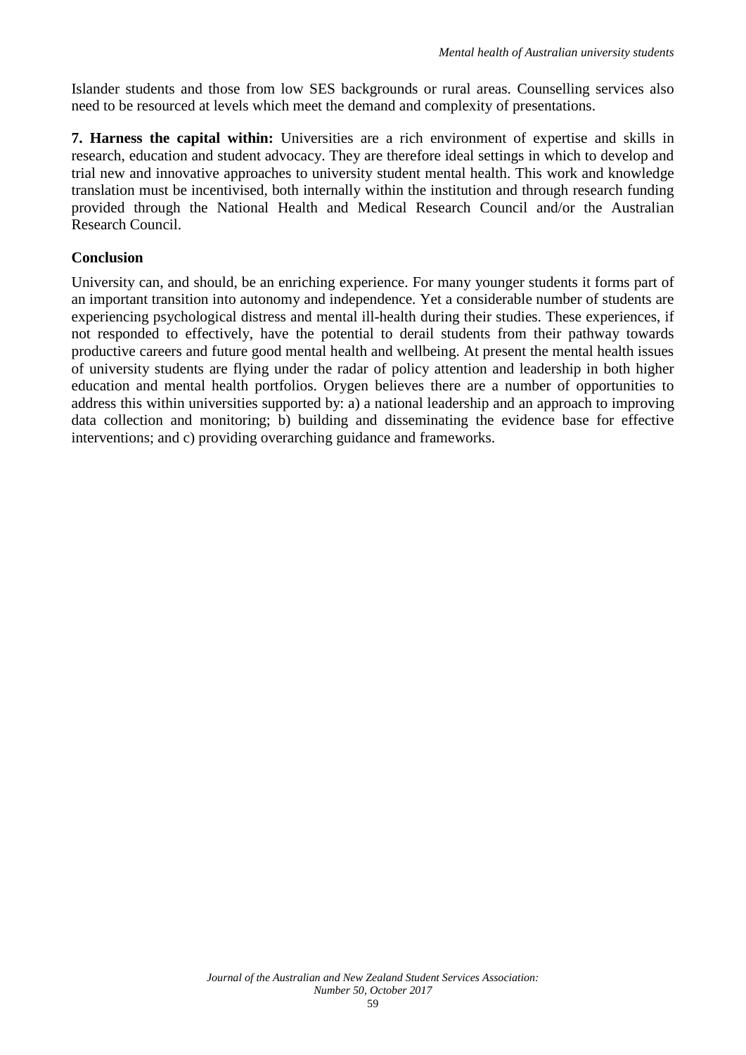Islander students and those from low SES backgrounds or rural areas. Counselling services also need to be resourced at levels which meet the demand and complexity of presentations.

**7. Harness the capital within:** Universities are a rich environment of expertise and skills in research, education and student advocacy. They are therefore ideal settings in which to develop and trial new and innovative approaches to university student mental health. This work and knowledge translation must be incentivised, both internally within the institution and through research funding provided through the National Health and Medical Research Council and/or the Australian Research Council.

## Conclusion

University can, and should, be an enriching experience. For many younger students it forms part of an important transition into autonomy and independence. Yet a considerable number of students are experiencing psychological distress and mental ill-health during their studies. These experiences, if not responded to effectively, have the potential to derail students from their pathway towards productive careers and future good mental health and wellbeing. At present the mental health issues of university students are flying under the radar of policy attention and leadership in both higher education and mental health portfolios. Orygen believes there are a number of opportunities to address this within universities supported by: a) a national leadership and an approach to improving data collection and monitoring; b) building and disseminating the evidence base for effective interventions; and c) providing overarching guidance and frameworks.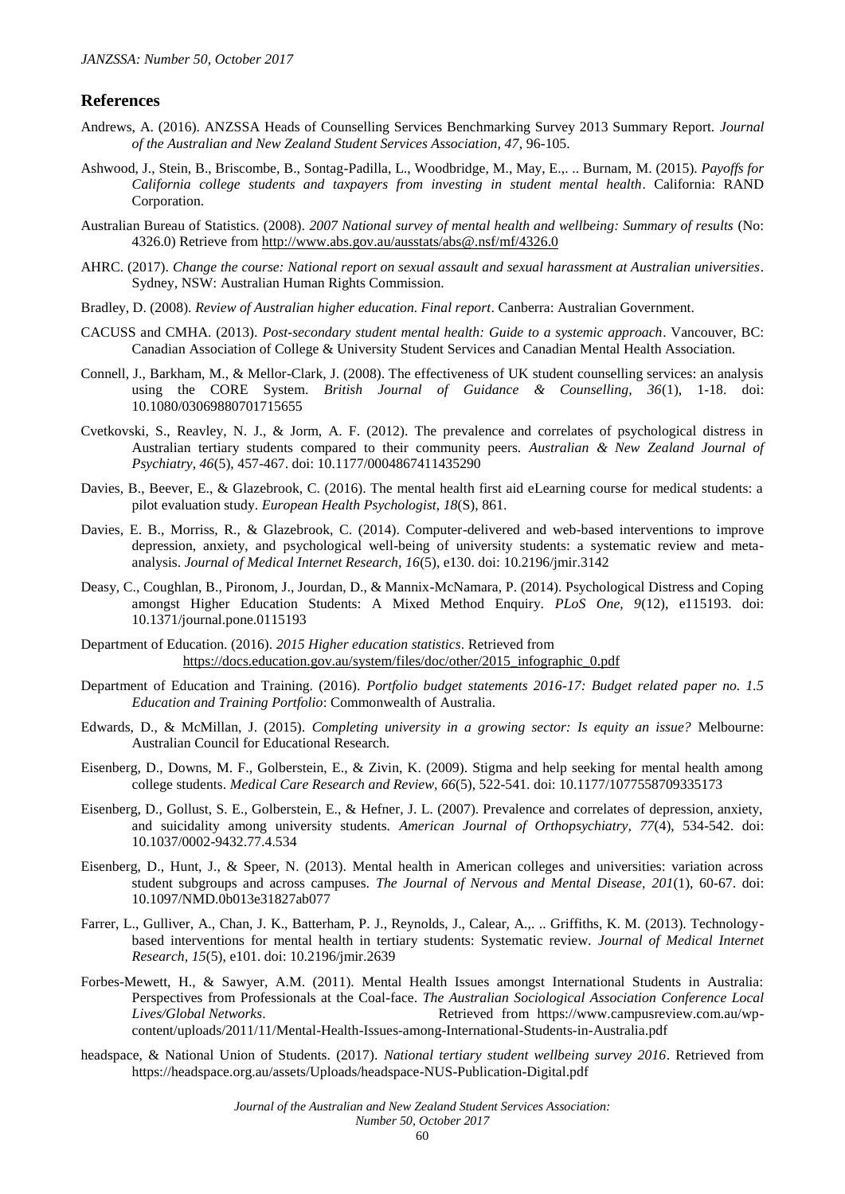## References

Andrews, A. (2016). ANZSSA Heads of Counselling Services Benchmarking Survey 2013 Summary Report. *Journal of the Australian and New Zealand Student Services Association, 47*, 96-105.

Ashwood, J., Stein, B., Briscombe, B., Sontag-Padilla, L., Woodbridge, M., May, E.,. .. Burnam, M. (2015). *Payoffs for California college students and taxpayers from investing in student mental health*. California: RAND Corporation.

Australian Bureau of Statistics. (2008). *2007 National survey of mental health and wellbeing: Summary of results* (No: 4326.0) Retrieve from http://www.abs.gov.au/ausstats/abs@.nsf/mf/4326.0

AHRC. (2017). *Change the course: National report on sexual assault and sexual harassment at Australian universities*. Sydney, NSW: Australian Human Rights Commission.

Bradley, D. (2008). *Review of Australian higher education. Final report*. Canberra: Australian Government.

CACUSS and CMHA. (2013). *Post-secondary student mental health: Guide to a systemic approach*. Vancouver, BC: Canadian Association of College & University Student Services and Canadian Mental Health Association.

Connell, J., Barkham, M., & Mellor-Clark, J. (2008). The effectiveness of UK student counselling services: an analysis using the CORE System. *British Journal of Guidance & Counselling, 36*(1), 1-18. doi: 10.1080/03069880701715655

Cvetkovski, S., Reavley, N. J., & Jorm, A. F. (2012). The prevalence and correlates of psychological distress in Australian tertiary students compared to their community peers. *Australian & New Zealand Journal of Psychiatry, 46*(5), 457-467. doi: 10.1177/0004867411435290

Davies, B., Beever, E., & Glazebrook, C. (2016). The mental health first aid eLearning course for medical students: a pilot evaluation study. *European Health Psychologist, 18*(S), 861.

Davies, E. B., Morriss, R., & Glazebrook, C. (2014). Computer-delivered and web-based interventions to improve depression, anxiety, and psychological well-being of university students: a systematic review and meta-analysis. *Journal of Medical Internet Research, 16*(5), e130. doi: 10.2196/jmir.3142

Deasy, C., Coughlan, B., Pironom, J., Jourdan, D., & Mannix-McNamara, P. (2014). Psychological Distress and Coping amongst Higher Education Students: A Mixed Method Enquiry. *PLoS One, 9*(12), e115193. doi: 10.1371/journal.pone.0115193

Department of Education. (2016). *2015 Higher education statistics*. Retrieved from https://docs.education.gov.au/system/files/doc/other/2015_infographic_0.pdf

Department of Education and Training. (2016). *Portfolio budget statements 2016-17: Budget related paper no. 1.5 Education and Training Portfolio*: Commonwealth of Australia.

Edwards, D., & McMillan, J. (2015). *Completing university in a growing sector: Is equity an issue?* Melbourne: Australian Council for Educational Research.

Eisenberg, D., Downs, M. F., Golberstein, E., & Zivin, K. (2009). Stigma and help seeking for mental health among college students. *Medical Care Research and Review, 66*(5), 522-541. doi: 10.1177/1077558709335173

Eisenberg, D., Gollust, S. E., Golberstein, E., & Hefner, J. L. (2007). Prevalence and correlates of depression, anxiety, and suicidality among university students. *American Journal of Orthopsychiatry, 77*(4), 534-542. doi: 10.1037/0002-9432.77.4.534

Eisenberg, D., Hunt, J., & Speer, N. (2013). Mental health in American colleges and universities: variation across student subgroups and across campuses. *The Journal of Nervous and Mental Disease, 201*(1), 60-67. doi: 10.1097/NMD.0b013e31827ab077

Farrer, L., Gulliver, A., Chan, J. K., Batterham, P. J., Reynolds, J., Calear, A.,. .. Griffiths, K. M. (2013). Technology-based interventions for mental health in tertiary students: Systematic review. *Journal of Medical Internet Research, 15*(5), e101. doi: 10.2196/jmir.2639

Forbes-Mewett, H., & Sawyer, A.M. (2011). Mental Health Issues amongst International Students in Australia: Perspectives from Professionals at the Coal-face. *The Australian Sociological Association Conference Local Lives/Global Networks*. Retrieved from https://www.campusreview.com.au/wp-content/uploads/2011/11/Mental-Health-Issues-among-International-Students-in-Australia.pdf

headspace, & National Union of Students. (2017). *National tertiary student wellbeing survey 2016*. Retrieved from https://headspace.org.au/assets/Uploads/headspace-NUS-Publication-Digital.pdf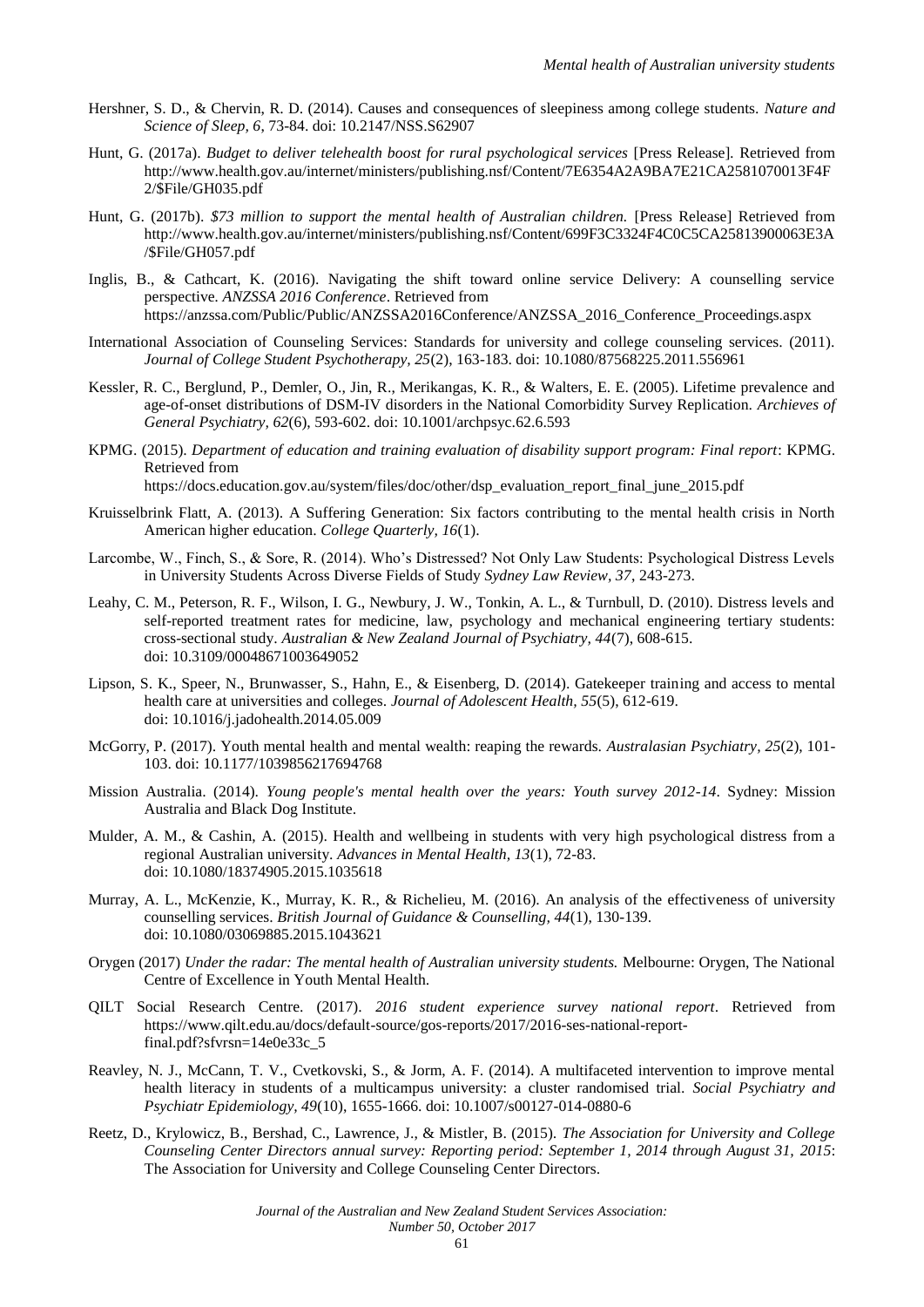Hershner, S. D., & Chervin, R. D. (2014). Causes and consequences of sleepiness among college students. *Nature and Science of Sleep, 6*, 73-84. doi: 10.2147/NSS.S62907

Hunt, G. (2017a). *Budget to deliver telehealth boost for rural psychological services* [Press Release]. Retrieved from http://www.health.gov.au/internet/ministers/publishing.nsf/Content/7E6354A2A9BA7E21CA2581070013F4F2/$File/GH035.pdf

Hunt, G. (2017b). *$73 million to support the mental health of Australian children.* [Press Release] Retrieved from http://www.health.gov.au/internet/ministers/publishing.nsf/Content/699F3C3324F4C0C5CA25813900063E3A/$File/GH057.pdf

Inglis, B., & Cathcart, K. (2016). Navigating the shift toward online service Delivery: A counselling service perspective. *ANZSSA 2016 Conference*. Retrieved from https://anzssa.com/Public/Public/ANZSSA2016Conference/ANZSSA_2016_Conference_Proceedings.aspx

International Association of Counseling Services: Standards for university and college counseling services. (2011). *Journal of College Student Psychotherapy, 25*(2), 163-183. doi: 10.1080/87568225.2011.556961

Kessler, R. C., Berglund, P., Demler, O., Jin, R., Merikangas, K. R., & Walters, E. E. (2005). Lifetime prevalence and age-of-onset distributions of DSM-IV disorders in the National Comorbidity Survey Replication. *Archieves of General Psychiatry, 62*(6), 593-602. doi: 10.1001/archpsyc.62.6.593

KPMG. (2015). *Department of education and training evaluation of disability support program: Final report*: KPMG. Retrieved from https://docs.education.gov.au/system/files/doc/other/dsp_evaluation_report_final_june_2015.pdf

Kruisselbrink Flatt, A. (2013). A Suffering Generation: Six factors contributing to the mental health crisis in North American higher education. *College Quarterly, 16*(1).

Larcombe, W., Finch, S., & Sore, R. (2014). Who's Distressed? Not Only Law Students: Psychological Distress Levels in University Students Across Diverse Fields of Study *Sydney Law Review, 37*, 243-273.

Leahy, C. M., Peterson, R. F., Wilson, I. G., Newbury, J. W., Tonkin, A. L., & Turnbull, D. (2010). Distress levels and self-reported treatment rates for medicine, law, psychology and mechanical engineering tertiary students: cross-sectional study. *Australian & New Zealand Journal of Psychiatry, 44*(7), 608-615. doi: 10.3109/00048671003649052

Lipson, S. K., Speer, N., Brunwasser, S., Hahn, E., & Eisenberg, D. (2014). Gatekeeper training and access to mental health care at universities and colleges. *Journal of Adolescent Health, 55*(5), 612-619. doi: 10.1016/j.jadohealth.2014.05.009

McGorry, P. (2017). Youth mental health and mental wealth: reaping the rewards. *Australasian Psychiatry, 25*(2), 101-103. doi: 10.1177/1039856217694768

Mission Australia. (2014). *Young people's mental health over the years: Youth survey 2012-14*. Sydney: Mission Australia and Black Dog Institute.

Mulder, A. M., & Cashin, A. (2015). Health and wellbeing in students with very high psychological distress from a regional Australian university. *Advances in Mental Health, 13*(1), 72-83. doi: 10.1080/18374905.2015.1035618

Murray, A. L., McKenzie, K., Murray, K. R., & Richelieu, M. (2016). An analysis of the effectiveness of university counselling services. *British Journal of Guidance & Counselling, 44*(1), 130-139. doi: 10.1080/03069885.2015.1043621

Orygen (2017) *Under the radar: The mental health of Australian university students.* Melbourne: Orygen, The National Centre of Excellence in Youth Mental Health.

QILT Social Research Centre. (2017). *2016 student experience survey national report*. Retrieved from https://www.qilt.edu.au/docs/default-source/gos-reports/2017/2016-ses-national-report-final.pdf?sfvrsn=14e0e33c_5

Reavley, N. J., McCann, T. V., Cvetkovski, S., & Jorm, A. F. (2014). A multifaceted intervention to improve mental health literacy in students of a multicampus university: a cluster randomised trial. *Social Psychiatry and Psychiatr Epidemiology, 49*(10), 1655-1666. doi: 10.1007/s00127-014-0880-6

Reetz, D., Krylowicz, B., Bershad, C., Lawrence, J., & Mistler, B. (2015). *The Association for University and College Counseling Center Directors annual survey: Reporting period: September 1, 2014 through August 31, 2015*: The Association for University and College Counseling Center Directors.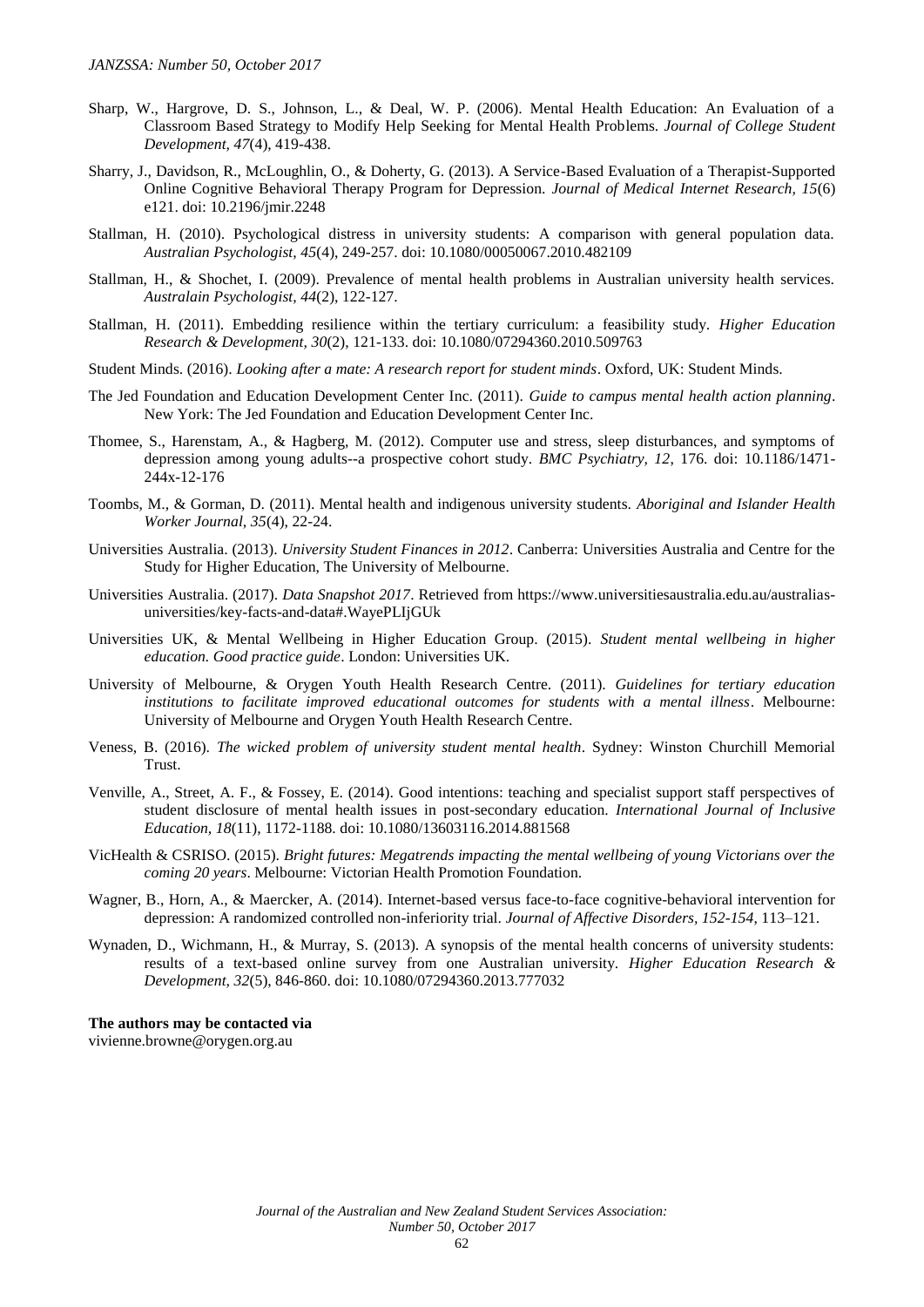Sharp, W., Hargrove, D. S., Johnson, L., & Deal, W. P. (2006). Mental Health Education: An Evaluation of a Classroom Based Strategy to Modify Help Seeking for Mental Health Problems. *Journal of College Student Development, 47*(4), 419-438.

Sharry, J., Davidson, R., McLoughlin, O., & Doherty, G. (2013). A Service-Based Evaluation of a Therapist-Supported Online Cognitive Behavioral Therapy Program for Depression. *Journal of Medical Internet Research, 15*(6) e121. doi: 10.2196/jmir.2248

Stallman, H. (2010). Psychological distress in university students: A comparison with general population data. *Australian Psychologist, 45*(4), 249-257. doi: 10.1080/00050067.2010.482109

Stallman, H., & Shochet, I. (2009). Prevalence of mental health problems in Australian university health services. *Australain Psychologist, 44*(2), 122-127.

Stallman, H. (2011). Embedding resilience within the tertiary curriculum: a feasibility study. *Higher Education Research & Development, 30*(2), 121-133. doi: 10.1080/07294360.2010.509763

Student Minds. (2016). *Looking after a mate: A research report for student minds*. Oxford, UK: Student Minds.

The Jed Foundation and Education Development Center Inc. (2011). *Guide to campus mental health action planning*. New York: The Jed Foundation and Education Development Center Inc.

Thomee, S., Harenstam, A., & Hagberg, M. (2012). Computer use and stress, sleep disturbances, and symptoms of depression among young adults--a prospective cohort study. *BMC Psychiatry, 12*, 176. doi: 10.1186/1471-244x-12-176

Toombs, M., & Gorman, D. (2011). Mental health and indigenous university students. *Aboriginal and Islander Health Worker Journal, 35*(4), 22-24.

Universities Australia. (2013). *University Student Finances in 2012*. Canberra: Universities Australia and Centre for the Study for Higher Education, The University of Melbourne.

Universities Australia. (2017). *Data Snapshot 2017*. Retrieved from https://www.universitiesaustralia.edu.au/australias-universities/key-facts-and-data#.WayePLIjGUk

Universities UK, & Mental Wellbeing in Higher Education Group. (2015). *Student mental wellbeing in higher education. Good practice guide*. London: Universities UK.

University of Melbourne, & Orygen Youth Health Research Centre. (2011). *Guidelines for tertiary education institutions to facilitate improved educational outcomes for students with a mental illness*. Melbourne: University of Melbourne and Orygen Youth Health Research Centre.

Veness, B. (2016). *The wicked problem of university student mental health*. Sydney: Winston Churchill Memorial Trust.

Venville, A., Street, A. F., & Fossey, E. (2014). Good intentions: teaching and specialist support staff perspectives of student disclosure of mental health issues in post-secondary education. *International Journal of Inclusive Education, 18*(11), 1172-1188. doi: 10.1080/13603116.2014.881568

VicHealth & CSRISO. (2015). *Bright futures: Megatrends impacting the mental wellbeing of young Victorians over the coming 20 years*. Melbourne: Victorian Health Promotion Foundation.

Wagner, B., Horn, A., & Maercker, A. (2014). Internet-based versus face-to-face cognitive-behavioral intervention for depression: A randomized controlled non-inferiority trial. *Journal of Affective Disorders, 152-154*, 113–121.

Wynaden, D., Wichmann, H., & Murray, S. (2013). A synopsis of the mental health concerns of university students: results of a text-based online survey from one Australian university. *Higher Education Research & Development, 32*(5), 846-860. doi: 10.1080/07294360.2013.777032

**The authors may be contacted via**
vivienne.browne@orygen.org.au